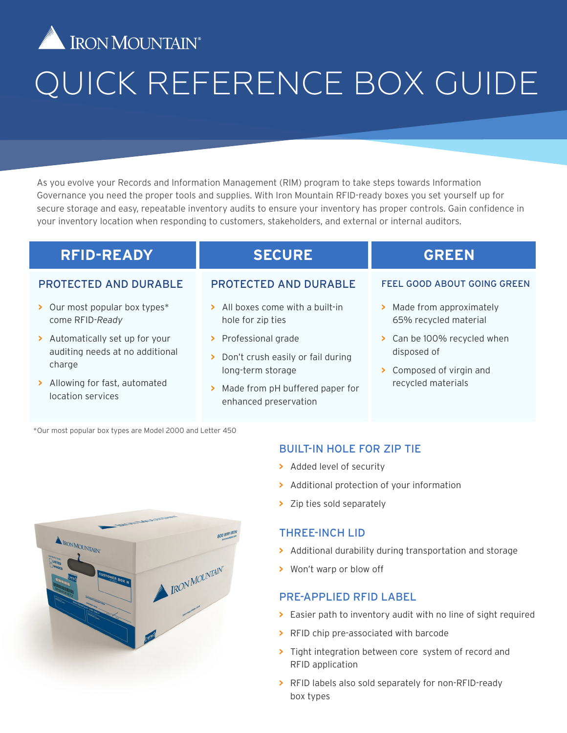# IRON MOUNTAIN®

# QUICK REFERENCE BOX GUIDE

As you evolve your Records and Information Management (RIM) program to take steps towards Information Governance you need the proper tools and supplies. With Iron Mountain RFID-ready boxes you set yourself up for secure storage and easy, repeatable inventory audits to ensure your inventory has proper controls. Gain confidence in your inventory location when responding to customers, stakeholders, and external or internal auditors.

## RFID-READY

### PROTECTED AND DURABLE

- Our most popular box types* come RFID-*Ready*
- Automatically set up for your auditing needs at no additional charge
- Allowing for fast, automated location services

## SECURE

### PROTECTED AND DURABLE

- All boxes come with a built-in hole for zip ties
- Professional grade
- Don't crush easily or fail during long-term storage
- Made from pH buffered paper for enhanced preservation

## GREEN

### FEEL GOOD ABOUT GOING GREEN

- Made from approximately 65% recycled material
- Can be 100% recycled when disposed of
- Composed of virgin and recycled materials

*Our most popular box types are Model 2000 and Letter 450

### BUILT-IN HOLE FOR ZIP TIE

- Added level of security
- Additional protection of your information
- Zip ties sold separately

### THREE-INCH LID

- Additional durability during transportation and storage
- Won't warp or blow off

### PRE-APPLIED RFID LABEL

- Easier path to inventory audit with no line of sight required
- RFID chip pre-associated with barcode
- Tight integration between core system of record and RFID application
- RFID labels also sold separately for non-RFID-ready box types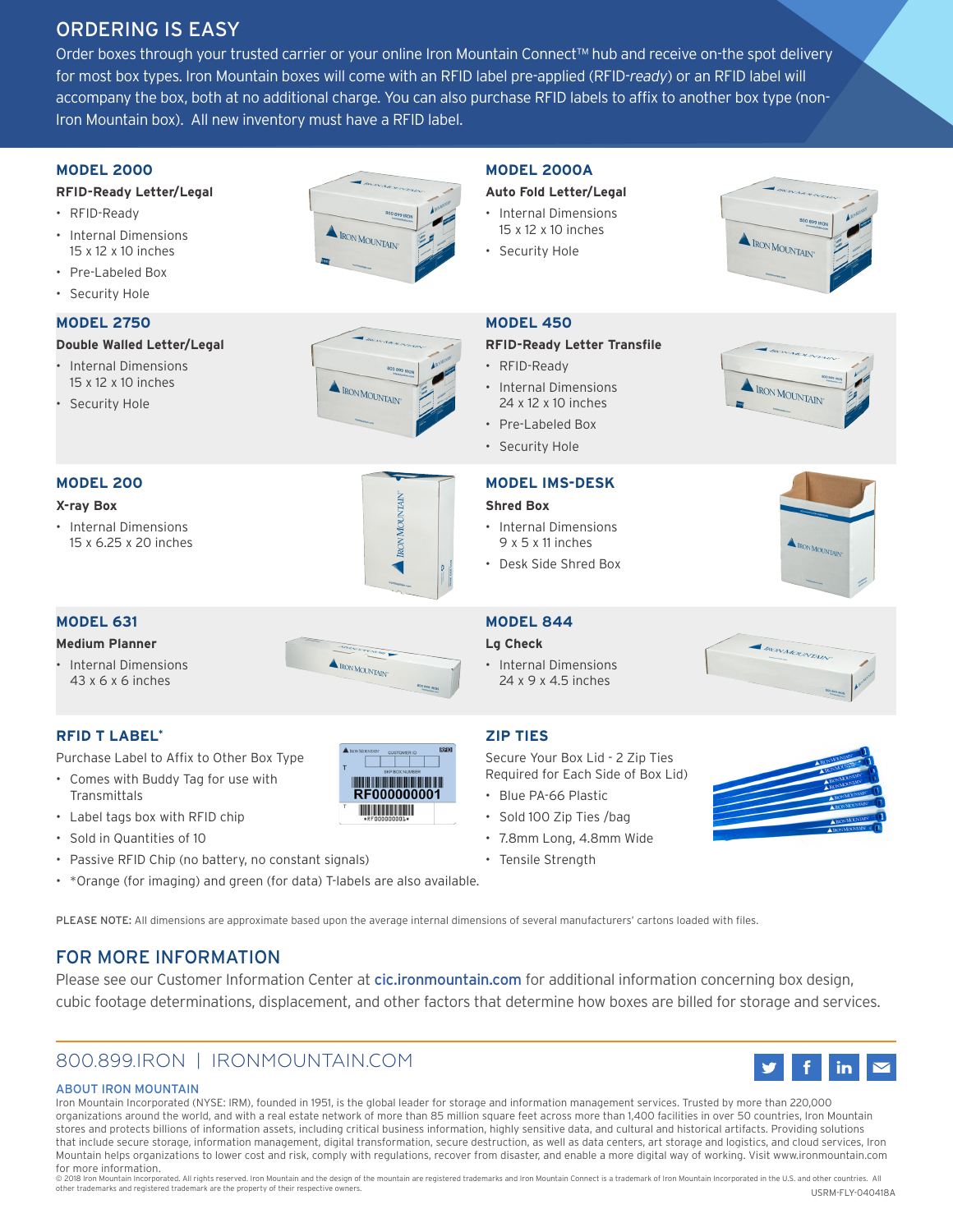## ORDERING IS EASY

Order boxes through your trusted carrier or your online Iron Mountain Connect™ hub and receive on-the spot delivery for most box types. Iron Mountain boxes will come with an RFID label pre-applied (RFID-*ready*) or an RFID label will accompany the box, both at no additional charge. You can also purchase RFID labels to affix to another box type (non-Iron Mountain box). All new inventory must have a RFID label.

### MODEL 2000

**RFID-Ready Letter/Legal**

- RFID-Ready
- Internal Dimensions 15 x 12 x 10 inches
- Pre-Labeled Box
- Security Hole

### MODEL 2000A

**Auto Fold Letter/Legal**

- Internal Dimensions 15 x 12 x 10 inches
- Security Hole

### MODEL 2750

**Double Walled Letter/Legal**

- Internal Dimensions 15 x 12 x 10 inches
- Security Hole

### MODEL 450

**RFID-Ready Letter Transfile**

- RFID-Ready
- Internal Dimensions 24 x 12 x 10 inches
- Pre-Labeled Box
- Security Hole

### MODEL 200

**X-ray Box**

- Internal Dimensions 15 x 6.25 x 20 inches

### MODEL IMS-DESK

**Shred Box**

- Internal Dimensions 9 x 5 x 11 inches
- Desk Side Shred Box

### MODEL 631

**Medium Planner**

- Internal Dimensions 43 x 6 x 6 inches

### MODEL 844

**Lg Check**

- Internal Dimensions 24 x 9 x 4.5 inches

### RFID T LABEL*

Purchase Label to Affix to Other Box Type

- Comes with Buddy Tag for use with Transmittals
- Label tags box with RFID chip
- Sold in Quantities of 10
- Passive RFID Chip (no battery, no constant signals)
- *Orange (for imaging) and green (for data) T-labels are also available.

### ZIP TIES

Secure Your Box Lid - 2 Zip Ties Required for Each Side of Box Lid)

- Blue PA-66 Plastic
- Sold 100 Zip Ties /bag
- 7.8mm Long, 4.8mm Wide
- Tensile Strength

PLEASE NOTE: All dimensions are approximate based upon the average internal dimensions of several manufacturers' cartons loaded with files.

## FOR MORE INFORMATION

Please see our Customer Information Center at cic.ironmountain.com for additional information concerning box design, cubic footage determinations, displacement, and other factors that determine how boxes are billed for storage and services.

800.899.IRON | IRONMOUNTAIN.COM

### ABOUT IRON MOUNTAIN

Iron Mountain Incorporated (NYSE: IRM), founded in 1951, is the global leader for storage and information management services. Trusted by more than 220,000 organizations around the world, and with a real estate network of more than 85 million square feet across more than 1,400 facilities in over 50 countries, Iron Mountain stores and protects billions of information assets, including critical business information, highly sensitive data, and cultural and historical artifacts. Providing solutions that include secure storage, information management, digital transformation, secure destruction, as well as data centers, art storage and logistics, and cloud services, Iron Mountain helps organizations to lower cost and risk, comply with regulations, recover from disaster, and enable a more digital way of working. Visit www.ironmountain.com for more information.

© 2018 Iron Mountain Incorporated. All rights reserved. Iron Mountain and the design of the mountain are registered trademarks and Iron Mountain Connect is a trademark of Iron Mountain Incorporated in the U.S. and other countries. All other trademarks and registered trademark are the property of their respective owners.

USRM-FLY-040418A